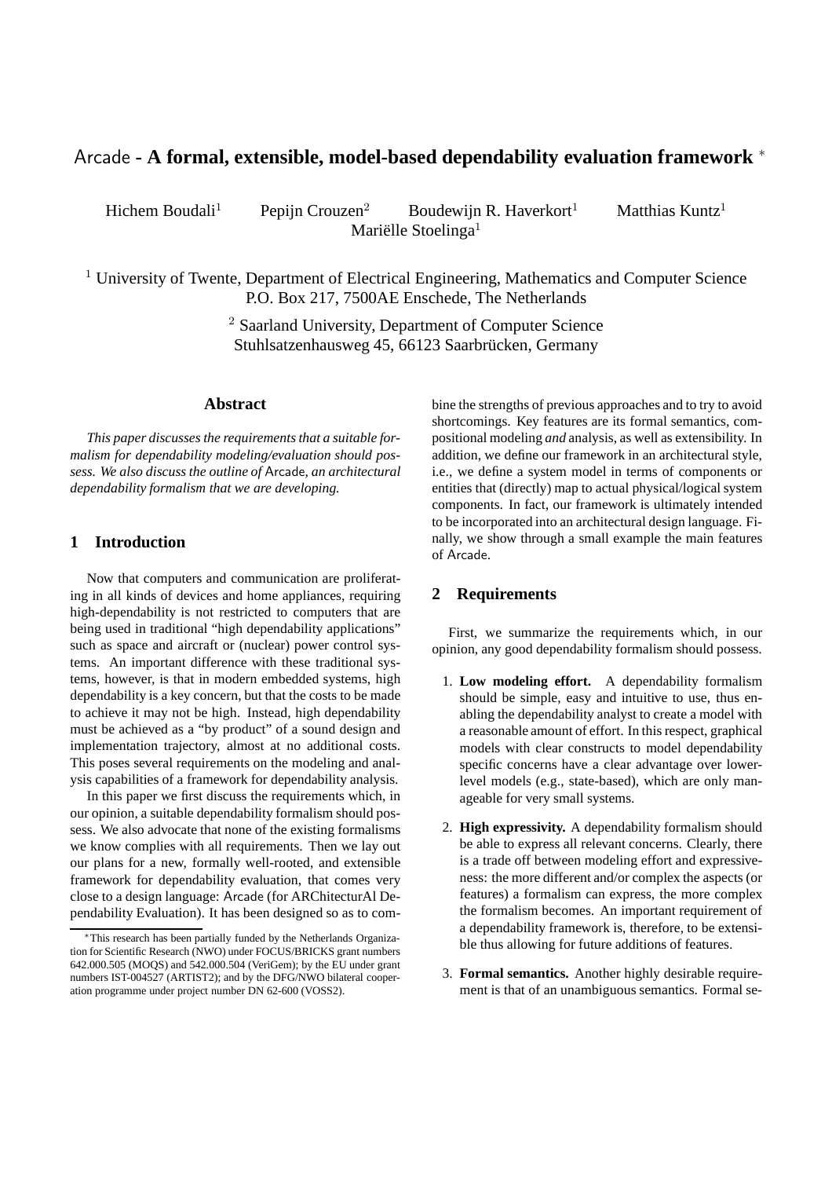# Arcade - A formal, extensible, model-based dependability evaluation framework *

Hichem Boudali[1] Pepijn Crouzen[2] Boudewijn R. Haverkort[1] Matthias Kuntz[1] Mariëlle Stoelinga[1]

[1] University of Twente, Department of Electrical Engineering, Mathematics and Computer Science
P.O. Box 217, 7500AE Enschede, The Netherlands

[2] Saarland University, Department of Computer Science
Stuhlsatzenhausweg 45, 66123 Saarbrücken, Germany

## Abstract

*This paper discusses the requirements that a suitable formalism for dependability modeling/evaluation should possess. We also discuss the outline of* Arcade*, an architectural dependability formalism that we are developing.*

## 1 Introduction

Now that computers and communication are proliferating in all kinds of devices and home appliances, requiring high-dependability is not restricted to computers that are being used in traditional "high dependability applications" such as space and aircraft or (nuclear) power control systems. An important difference with these traditional systems, however, is that in modern embedded systems, high dependability is a key concern, but that the costs to be made to achieve it may not be high. Instead, high dependability must be achieved as a "by product" of a sound design and implementation trajectory, almost at no additional costs. This poses several requirements on the modeling and analysis capabilities of a framework for dependability analysis.

In this paper we first discuss the requirements which, in our opinion, a suitable dependability formalism should possess. We also advocate that none of the existing formalisms we know complies with all requirements. Then we lay out our plans for a new, formally well-rooted, and extensible framework for dependability evaluation, that comes very close to a design language: Arcade (for ARChitecturAl Dependability Evaluation). It has been designed so as to combine the strengths of previous approaches and to try to avoid shortcomings. Key features are its formal semantics, compositional modeling *and* analysis, as well as extensibility. In addition, we define our framework in an architectural style, i.e., we define a system model in terms of components or entities that (directly) map to actual physical/logical system components. In fact, our framework is ultimately intended to be incorporated into an architectural design language. Finally, we show through a small example the main features of Arcade.

## 2 Requirements

First, we summarize the requirements which, in our opinion, any good dependability formalism should possess.

1. **Low modeling effort.** A dependability formalism should be simple, easy and intuitive to use, thus enabling the dependability analyst to create a model with a reasonable amount of effort. In this respect, graphical models with clear constructs to model dependability specific concerns have a clear advantage over lower-level models (e.g., state-based), which are only manageable for very small systems.

2. **High expressivity.** A dependability formalism should be able to express all relevant concerns. Clearly, there is a trade off between modeling effort and expressiveness: the more different and/or complex the aspects (or features) a formalism can express, the more complex the formalism becomes. An important requirement of a dependability framework is, therefore, to be extensible thus allowing for future additions of features.

3. **Formal semantics.** Another highly desirable requirement is that of an unambiguous semantics. Formal se-

*This research has been partially funded by the Netherlands Organization for Scientific Research (NWO) under FOCUS/BRICKS grant numbers 642.000.505 (MOQS) and 542.000.504 (VeriGem); by the EU under grant numbers IST-004527 (ARTIST2); and by the DFG/NWO bilateral cooperation programme under project number DN 62-600 (VOSS2).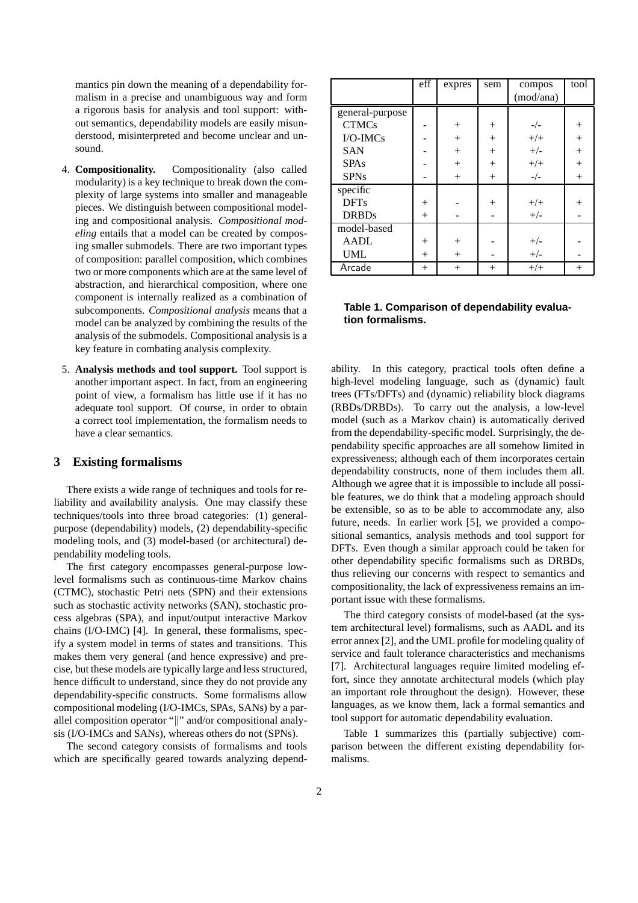mantics pin down the meaning of a dependability formalism in a precise and unambiguous way and form a rigorous basis for analysis and tool support: without semantics, dependability models are easily misunderstood, misinterpreted and become unclear and unsound.

4. **Compositionality.** Compositionality (also called modularity) is a key technique to break down the complexity of large systems into smaller and manageable pieces. We distinguish between compositional modeling and compositional analysis. *Compositional modeling* entails that a model can be created by composing smaller submodels. There are two important types of composition: parallel composition, which combines two or more components which are at the same level of abstraction, and hierarchical composition, where one component is internally realized as a combination of subcomponents. *Compositional analysis* means that a model can be analyzed by combining the results of the analysis of the submodels. Compositional analysis is a key feature in combating analysis complexity.

5. **Analysis methods and tool support.** Tool support is another important aspect. In fact, from an engineering point of view, a formalism has little use if it has no adequate tool support. Of course, in order to obtain a correct tool implementation, the formalism needs to have a clear semantics.

## 3 Existing formalisms

There exists a wide range of techniques and tools for reliability and availability analysis. One may classify these techniques/tools into three broad categories: (1) general-purpose (dependability) models, (2) dependability-specific modeling tools, and (3) model-based (or architectural) dependability modeling tools.

The first category encompasses general-purpose low-level formalisms such as continuous-time Markov chains (CTMC), stochastic Petri nets (SPN) and their extensions such as stochastic activity networks (SAN), stochastic process algebras (SPA), and input/output interactive Markov chains (I/O-IMC) [4]. In general, these formalisms, specify a system model in terms of states and transitions. This makes them very general (and hence expressive) and precise, but these models are typically large and less structured, hence difficult to understand, since they do not provide any dependability-specific constructs. Some formalisms allow compositional modeling (I/O-IMCs, SPAs, SANs) by a parallel composition operator "$\|$" and/or compositional analysis (I/O-IMCs and SANs), whereas others do not (SPNs).

The second category consists of formalisms and tools which are specifically geared towards analyzing dependability. In this category, practical tools often define a high-level modeling language, such as (dynamic) fault trees (FTs/DFTs) and (dynamic) reliability block diagrams (RBDs/DRBDs). To carry out the analysis, a low-level model (such as a Markov chain) is automatically derived from the dependability-specific model. Surprisingly, the dependability specific approaches are all somehow limited in expressiveness; although each of them incorporates certain dependability constructs, none of them includes them all. Although we agree that it is impossible to include all possible features, we do think that a modeling approach should be extensible, so as to be able to accommodate any, also future, needs. In earlier work [5], we provided a compositional semantics, analysis methods and tool support for DFTs. Even though a similar approach could be taken for other dependability specific formalisms such as DRBDs, thus relieving our concerns with respect to semantics and compositionality, the lack of expressiveness remains an important issue with these formalisms.

The third category consists of model-based (at the system architectural level) formalisms, such as AADL and its error annex [2], and the UML profile for modeling quality of service and fault tolerance characteristics and mechanisms [7]. Architectural languages require limited modeling effort, since they annotate architectural models (which play an important role throughout the design). However, these languages, as we know them, lack a formal semantics and tool support for automatic dependability evaluation.

Table 1 summarizes this (partially subjective) comparison between the different existing dependability formalisms.

| | eff | expres | sem | compos (mod/ana) | tool |
|---|---|---|---|---|---|
| general-purpose | | | | | |
| CTMCs | - | + | + | -/- | + |
| I/O-IMCs | - | + | + | +/+ | + |
| SAN | - | + | + | +/- | + |
| SPAs | - | + | + | +/+ | + |
| SPNs | - | + | + | -/- | + |
| specific | | | | | |
| DFTs | + | - | + | +/+ | + |
| DRBDs | + | - | - | +/- | - |
| model-based | | | | | |
| AADL | + | + | - | +/- | - |
| UML | + | + | - | +/- | - |
| Arcade | + | + | + | +/+ | + |

**Table 1. Comparison of dependability evaluation formalisms.**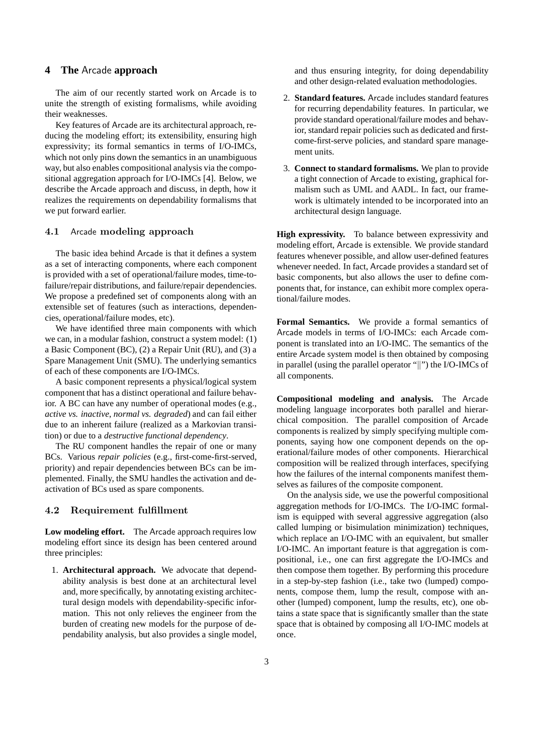## 4 The Arcade approach

The aim of our recently started work on Arcade is to unite the strength of existing formalisms, while avoiding their weaknesses.

Key features of Arcade are its architectural approach, reducing the modeling effort; its extensibility, ensuring high expressivity; its formal semantics in terms of I/O-IMCs, which not only pins down the semantics in an unambiguous way, but also enables compositional analysis via the compositional aggregation approach for I/O-IMCs [4]. Below, we describe the Arcade approach and discuss, in depth, how it realizes the requirements on dependability formalisms that we put forward earlier.

### 4.1 Arcade modeling approach

The basic idea behind Arcade is that it defines a system as a set of interacting components, where each component is provided with a set of operational/failure modes, time-to-failure/repair distributions, and failure/repair dependencies. We propose a predefined set of components along with an extensible set of features (such as interactions, dependencies, operational/failure modes, etc).

We have identified three main components with which we can, in a modular fashion, construct a system model: (1) a Basic Component (BC), (2) a Repair Unit (RU), and (3) a Spare Management Unit (SMU). The underlying semantics of each of these components are I/O-IMCs.

A basic component represents a physical/logical system component that has a distinct operational and failure behavior. A BC can have any number of operational modes (e.g., *active vs. inactive*, *normal vs. degraded*) and can fail either due to an inherent failure (realized as a Markovian transition) or due to a *destructive functional dependency*.

The RU component handles the repair of one or many BCs. Various *repair policies* (e.g., first-come-first-served, priority) and repair dependencies between BCs can be implemented. Finally, the SMU handles the activation and deactivation of BCs used as spare components.

### 4.2 Requirement fulfillment

**Low modeling effort.** The Arcade approach requires low modeling effort since its design has been centered around three principles:

1. **Architectural approach.** We advocate that dependability analysis is best done at an architectural level and, more specifically, by annotating existing architectural design models with dependability-specific information. This not only relieves the engineer from the burden of creating new models for the purpose of dependability analysis, but also provides a single model, and thus ensuring integrity, for doing dependability and other design-related evaluation methodologies.
2. **Standard features.** Arcade includes standard features for recurring dependability features. In particular, we provide standard operational/failure modes and behavior, standard repair policies such as dedicated and first-come-first-serve policies, and standard spare management units.
3. **Connect to standard formalisms.** We plan to provide a tight connection of Arcade to existing, graphical formalism such as UML and AADL. In fact, our framework is ultimately intended to be incorporated into an architectural design language.

**High expressivity.** To balance between expressivity and modeling effort, Arcade is extensible. We provide standard features whenever possible, and allow user-defined features whenever needed. In fact, Arcade provides a standard set of basic components, but also allows the user to define components that, for instance, can exhibit more complex operational/failure modes.

**Formal Semantics.** We provide a formal semantics of Arcade models in terms of I/O-IMCs: each Arcade component is translated into an I/O-IMC. The semantics of the entire Arcade system model is then obtained by composing in parallel (using the parallel operator "$||$") the I/O-IMCs of all components.

**Compositional modeling and analysis.** The Arcade modeling language incorporates both parallel and hierarchical composition. The parallel composition of Arcade components is realized by simply specifying multiple components, saying how one component depends on the operational/failure modes of other components. Hierarchical composition will be realized through interfaces, specifying how the failures of the internal components manifest themselves as failures of the composite component.

On the analysis side, we use the powerful compositional aggregation methods for I/O-IMCs. The I/O-IMC formalism is equipped with several aggressive aggregation (also called lumping or bisimulation minimization) techniques, which replace an I/O-IMC with an equivalent, but smaller I/O-IMC. An important feature is that aggregation is compositional, i.e., one can first aggregate the I/O-IMCs and then compose them together. By performing this procedure in a step-by-step fashion (i.e., take two (lumped) components, compose them, lump the result, compose with another (lumped) component, lump the results, etc), one obtains a state space that is significantly smaller than the state space that is obtained by composing all I/O-IMC models at once.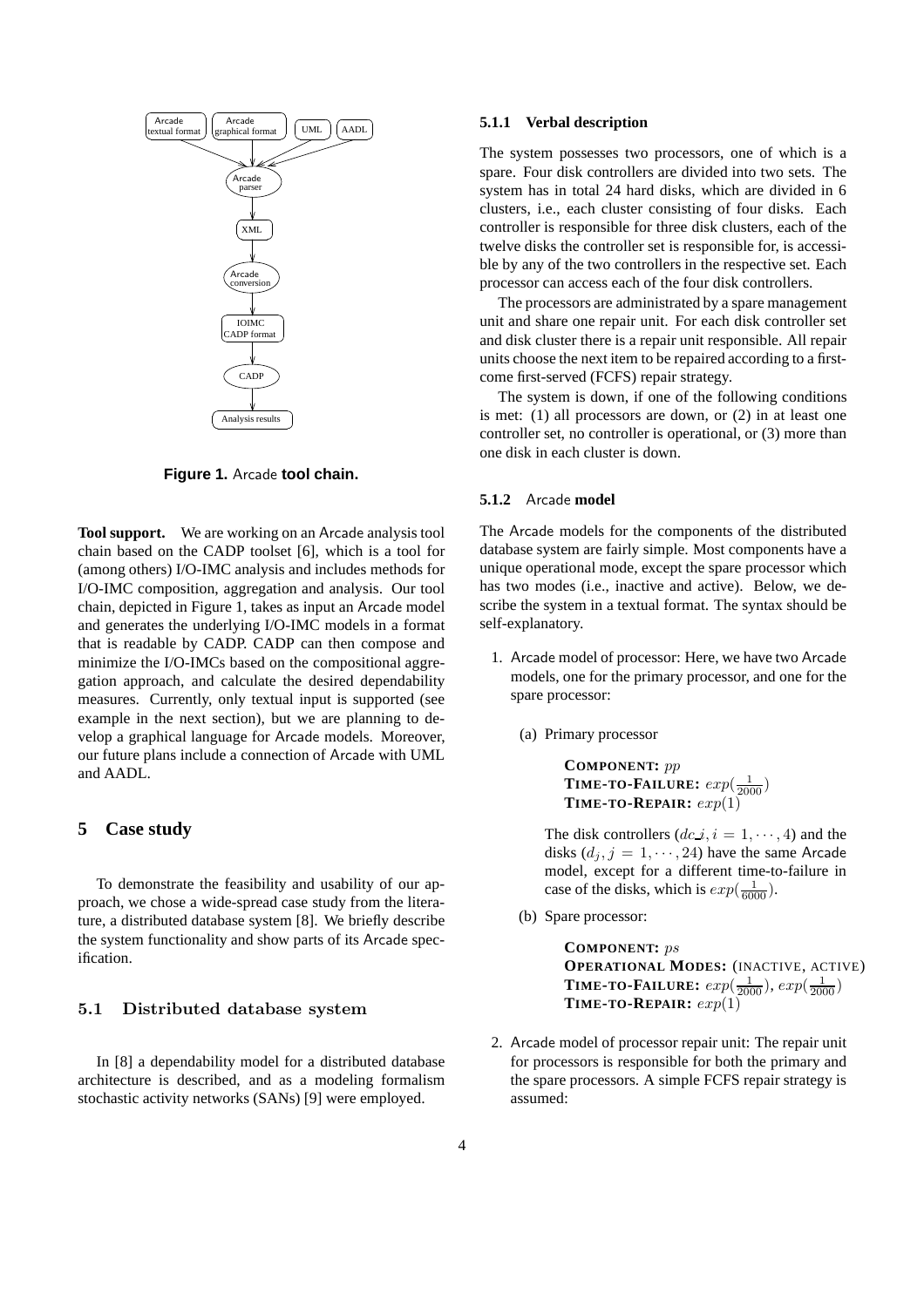Figure 1. Arcade tool chain.

**Tool support.** We are working on an Arcade analysis tool chain based on the CADP toolset [6], which is a tool for (among others) I/O-IMC analysis and includes methods for I/O-IMC composition, aggregation and analysis. Our tool chain, depicted in Figure 1, takes as input an Arcade model and generates the underlying I/O-IMC models in a format that is readable by CADP. CADP can then compose and minimize the I/O-IMCs based on the compositional aggregation approach, and calculate the desired dependability measures. Currently, only textual input is supported (see example in the next section), but we are planning to develop a graphical language for Arcade models. Moreover, our future plans include a connection of Arcade with UML and AADL.

## 5 Case study

To demonstrate the feasibility and usability of our approach, we chose a wide-spread case study from the literature, a distributed database system [8]. We briefly describe the system functionality and show parts of its Arcade specification.

### 5.1 Distributed database system

In [8] a dependability model for a distributed database architecture is described, and as a modeling formalism stochastic activity networks (SANs) [9] were employed.

#### 5.1.1 Verbal description

The system possesses two processors, one of which is a spare. Four disk controllers are divided into two sets. The system has in total 24 hard disks, which are divided in 6 clusters, i.e., each cluster consisting of four disks. Each controller is responsible for three disk clusters, each of the twelve disks the controller set is responsible for, is accessible by any of the two controllers in the respective set. Each processor can access each of the four disk controllers.

The processors are administrated by a spare management unit and share one repair unit. For each disk controller set and disk cluster there is a repair unit responsible. All repair units choose the next item to be repaired according to a first-come first-served (FCFS) repair strategy.

The system is down, if one of the following conditions is met: (1) all processors are down, or (2) in at least one controller set, no controller is operational, or (3) more than one disk in each cluster is down.

#### 5.1.2 Arcade model

The Arcade models for the components of the distributed database system are fairly simple. Most components have a unique operational mode, except the spare processor which has two modes (i.e., inactive and active). Below, we describe the system in a textual format. The syntax should be self-explanatory.

1. Arcade model of processor: Here, we have two Arcade models, one for the primary processor, and one for the spare processor:

   (a) Primary processor

   **COMPONENT:** $pp$
   **TIME-TO-FAILURE:** $exp(\frac{1}{2000})$
   **TIME-TO-REPAIR:** $exp(1)$

   The disk controllers ($dc\_i, i = 1, \cdots, 4$) and the disks ($d_j, j = 1, \cdots, 24$) have the same Arcade model, except for a different time-to-failure in case of the disks, which is $exp(\frac{1}{6000})$.

   (b) Spare processor:

   **COMPONENT:** $ps$
   **OPERATIONAL MODES:** (INACTIVE, ACTIVE)
   **TIME-TO-FAILURE:** $exp(\frac{1}{2000})$, $exp(\frac{1}{2000})$
   **TIME-TO-REPAIR:** $exp(1)$

2. Arcade model of processor repair unit: The repair unit for processors is responsible for both the primary and the spare processors. A simple FCFS repair strategy is assumed: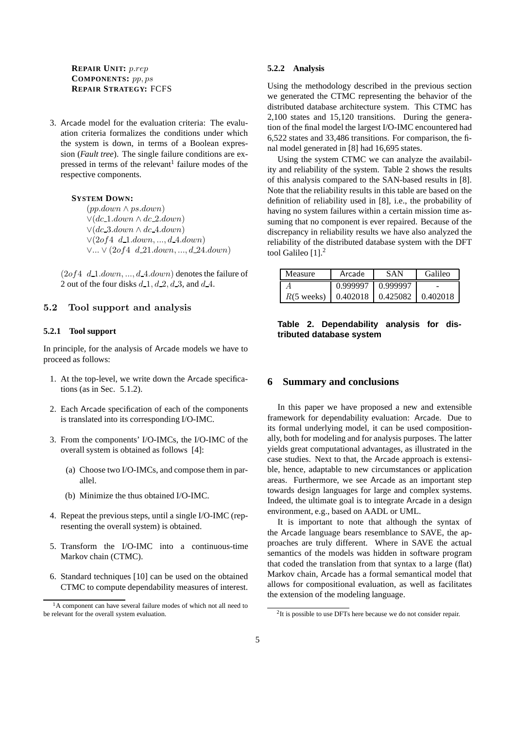**REPAIR UNIT:** $p.rep$
**COMPONENTS:** $pp, ps$
**REPAIR STRATEGY:** FCFS

3. Arcade model for the evaluation criteria: The evaluation criteria formalizes the conditions under which the system is down, in terms of a Boolean expression (***Fault tree***). The single failure conditions are expressed in terms of the relevant[1] failure modes of the respective components.

   **SYSTEM DOWN:**
   $(pp.down \wedge ps.down)$
   $\vee(dc\_1.down \wedge dc\_2.down)$
   $\vee(dc\_3.down \wedge dc\_4.down)$
   $\vee(2of4\ \ d\_1.down, ..., d\_4.down)$
   $\vee ... \vee (2of4\ \ d\_21.down, ..., d\_24.down)$

   $(2of4\ \ d\_1.down, ..., d\_4.down)$ denotes the failure of 2 out of the four disks $d\_1$, $d\_2$, $d\_3$, and $d\_4$.

## 5.2 Tool support and analysis

### 5.2.1 Tool support

In principle, for the analysis of Arcade models we have to proceed as follows:

1. At the top-level, we write down the Arcade specifications (as in Sec. 5.1.2).
2. Each Arcade specification of each of the components is translated into its corresponding I/O-IMC.
3. From the components' I/O-IMCs, the I/O-IMC of the overall system is obtained as follows [4]:
   (a) Choose two I/O-IMCs, and compose them in parallel.
   (b) Minimize the thus obtained I/O-IMC.
4. Repeat the previous steps, until a single I/O-IMC (representing the overall system) is obtained.
5. Transform the I/O-IMC into a continuous-time Markov chain (CTMC).
6. Standard techniques [10] can be used on the obtained CTMC to compute dependability measures of interest.

[1] A component can have several failure modes of which not all need to be relevant for the overall system evaluation.

### 5.2.2 Analysis

Using the methodology described in the previous section we generated the CTMC representing the behavior of the distributed database architecture system. This CTMC has 2,100 states and 15,120 transitions. During the generation of the final model the largest I/O-IMC encountered had 6,522 states and 33,486 transitions. For comparison, the final model generated in [8] had 16,695 states.

Using the system CTMC we can analyze the availability and reliability of the system. Table 2 shows the results of this analysis compared to the SAN-based results in [8]. Note that the reliability results in this table are based on the definition of reliability used in [8], i.e., the probability of having no system failures within a certain mission time assuming that no component is ever repaired. Because of the discrepancy in reliability results we have also analyzed the reliability of the distributed database system with the DFT tool Galileo [1].[2]

| Measure | Arcade | SAN | Galileo |
|---|---|---|---|
| $A$ | 0.999997 | 0.999997 | - |
| $R$(5 weeks) | 0.402018 | 0.425082 | 0.402018 |

**Table 2. Dependability analysis for distributed database system**

# 6 Summary and conclusions

In this paper we have proposed a new and extensible framework for dependability evaluation: Arcade. Due to its formal underlying model, it can be used compositionally, both for modeling and for analysis purposes. The latter yields great computational advantages, as illustrated in the case studies. Next to that, the Arcade approach is extensible, hence, adaptable to new circumstances or application areas. Furthermore, we see Arcade as an important step towards design languages for large and complex systems. Indeed, the ultimate goal is to integrate Arcade in a design environment, e.g., based on AADL or UML.

It is important to note that although the syntax of the Arcade language bears resemblance to SAVE, the approaches are truly different. Where in SAVE the actual semantics of the models was hidden in software program that coded the translation from that syntax to a large (flat) Markov chain, Arcade has a formal semantical model that allows for compositional evaluation, as well as facilitates the extension of the modeling language.

[2] It is possible to use DFTs here because we do not consider repair.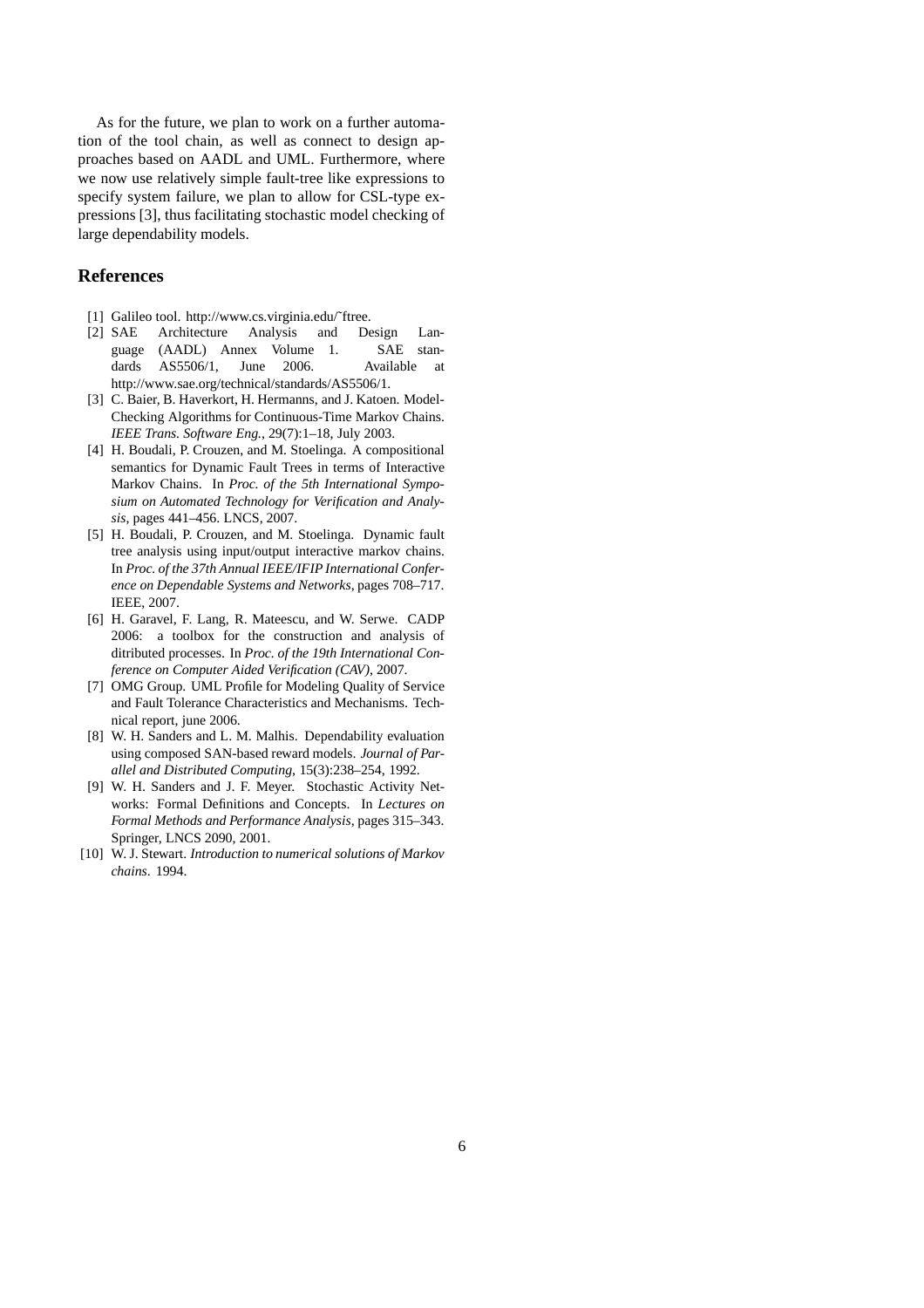As for the future, we plan to work on a further automation of the tool chain, as well as connect to design approaches based on AADL and UML. Furthermore, where we now use relatively simple fault-tree like expressions to specify system failure, we plan to allow for CSL-type expressions [3], thus facilitating stochastic model checking of large dependability models.

## References

[1] Galileo tool. http://www.cs.virginia.edu/˜ftree.

[2] SAE Architecture Analysis and Design Language (AADL) Annex Volume 1. SAE standards AS5506/1, June 2006. Available at http://www.sae.org/technical/standards/AS5506/1.

[3] C. Baier, B. Haverkort, H. Hermanns, and J. Katoen. Model-Checking Algorithms for Continuous-Time Markov Chains. *IEEE Trans. Software Eng.*, 29(7):1–18, July 2003.

[4] H. Boudali, P. Crouzen, and M. Stoelinga. A compositional semantics for Dynamic Fault Trees in terms of Interactive Markov Chains. In *Proc. of the 5th International Symposium on Automated Technology for Verification and Analysis*, pages 441–456. LNCS, 2007.

[5] H. Boudali, P. Crouzen, and M. Stoelinga. Dynamic fault tree analysis using input/output interactive markov chains. In *Proc. of the 37th Annual IEEE/IFIP International Conference on Dependable Systems and Networks*, pages 708–717. IEEE, 2007.

[6] H. Garavel, F. Lang, R. Mateescu, and W. Serwe. CADP 2006: a toolbox for the construction and analysis of ditributed processes. In *Proc. of the 19th International Conference on Computer Aided Verification (CAV)*, 2007.

[7] OMG Group. UML Profile for Modeling Quality of Service and Fault Tolerance Characteristics and Mechanisms. Technical report, june 2006.

[8] W. H. Sanders and L. M. Malhis. Dependability evaluation using composed SAN-based reward models. *Journal of Parallel and Distributed Computing*, 15(3):238–254, 1992.

[9] W. H. Sanders and J. F. Meyer. Stochastic Activity Networks: Formal Definitions and Concepts. In *Lectures on Formal Methods and Performance Analysis*, pages 315–343. Springer, LNCS 2090, 2001.

[10] W. J. Stewart. *Introduction to numerical solutions of Markov chains*. 1994.